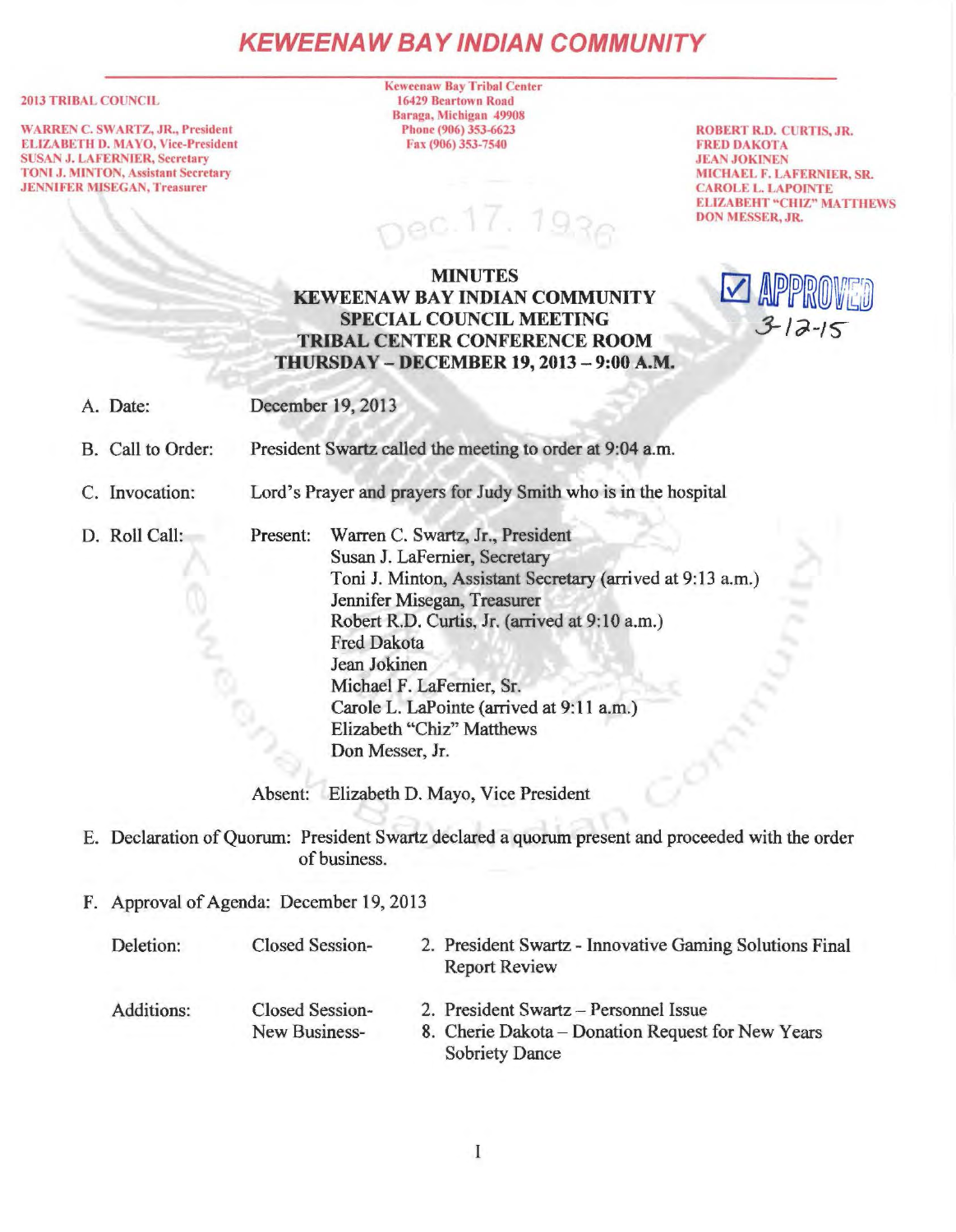# KEWEENAW BAY INDIAN COMMUNITY

**2013 TRIBAL COUNCIL**

WARREN C. SWARTZ, JR., President
ELIZABETH D. MAYO, Vice-President
SUSAN J. LAFERNIER, Secretary
TONI J. MINTON, Assistant Secretary
JENNIFER MISEGAN, Treasurer

Keweenaw Bay Tribal Center
16429 Beartown Road
Baraga, Michigan 49908
Phone (906) 353-6623
Fax (906) 353-7540

ROBERT R.D. CURTIS, JR.
FRED DAKOTA
JEAN JOKINEN
MICHAEL F. LAFERNIER, SR.
CAROLE L. LAPOINTE
ELIZABEHT "CHIZ" MATTHEWS
DON MESSER, JR.

Dec. 17, 1936

☑ APPROVED 3-12-15

## MINUTES
## KEWEENAW BAY INDIAN COMMUNITY
## SPECIAL COUNCIL MEETING
## TRIBAL CENTER CONFERENCE ROOM
## THURSDAY – DECEMBER 19, 2013 – 9:00 A.M.

A. Date: December 19, 2013

B. Call to Order: President Swartz called the meeting to order at 9:04 a.m.

C. Invocation: Lord's Prayer and prayers for Judy Smith who is in the hospital

D. Roll Call:

Present:
- Warren C. Swartz, Jr., President
- Susan J. LaFernier, Secretary
- Toni J. Minton, Assistant Secretary (arrived at 9:13 a.m.)
- Jennifer Misegan, Treasurer
- Robert R.D. Curtis, Jr. (arrived at 9:10 a.m.)
- Fred Dakota
- Jean Jokinen
- Michael F. LaFernier, Sr.
- Carole L. LaPointe (arrived at 9:11 a.m.)
- Elizabeth "Chiz" Matthews
- Don Messer, Jr.

Absent: Elizabeth D. Mayo, Vice President

E. Declaration of Quorum: President Swartz declared a quorum present and proceeded with the order of business.

F. Approval of Agenda: December 19, 2013

Deletion: Closed Session- 2. President Swartz - Innovative Gaming Solutions Final Report Review

Additions: Closed Session- 2. President Swartz – Personnel Issue
New Business- 8. Cherie Dakota – Donation Request for New Years Sobriety Dance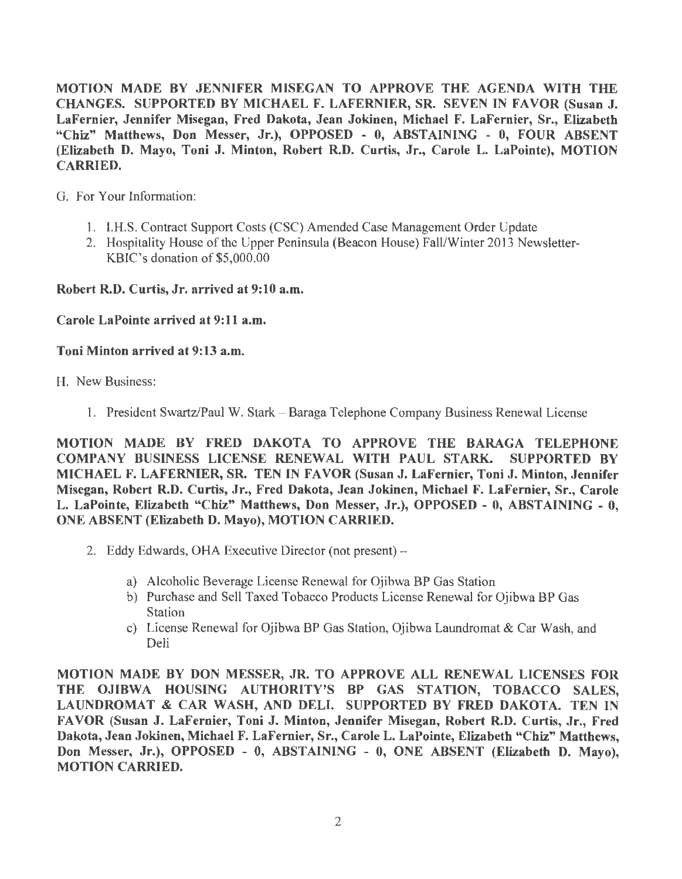**MOTION MADE BY JENNIFER MISEGAN TO APPROVE THE AGENDA WITH THE CHANGES. SUPPORTED BY MICHAEL F. LAFERNIER, SR. SEVEN IN FAVOR (Susan J. LaFernier, Jennifer Misegan, Fred Dakota, Jean Jokinen, Michael F. LaFernier, Sr., Elizabeth "Chiz" Matthews, Don Messer, Jr.), OPPOSED - 0, ABSTAINING - 0, FOUR ABSENT (Elizabeth D. Mayo, Toni J. Minton, Robert R.D. Curtis, Jr., Carole L. LaPointe), MOTION CARRIED.**

G. For Your Information:

1. I.H.S. Contract Support Costs (CSC) Amended Case Management Order Update
2. Hospitality House of the Upper Peninsula (Beacon House) Fall/Winter 2013 Newsletter-KBIC's donation of $5,000.00

**Robert R.D. Curtis, Jr. arrived at 9:10 a.m.**

**Carole LaPointe arrived at 9:11 a.m.**

**Toni Minton arrived at 9:13 a.m.**

H. New Business:

1. President Swartz/Paul W. Stark – Baraga Telephone Company Business Renewal License

**MOTION MADE BY FRED DAKOTA TO APPROVE THE BARAGA TELEPHONE COMPANY BUSINESS LICENSE RENEWAL WITH PAUL STARK. SUPPORTED BY MICHAEL F. LAFERNIER, SR. TEN IN FAVOR (Susan J. LaFernier, Toni J. Minton, Jennifer Misegan, Robert R.D. Curtis, Jr., Fred Dakota, Jean Jokinen, Michael F. LaFernier, Sr., Carole L. LaPointe, Elizabeth "Chiz" Matthews, Don Messer, Jr.), OPPOSED - 0, ABSTAINING - 0, ONE ABSENT (Elizabeth D. Mayo), MOTION CARRIED.**

2. Eddy Edwards, OHA Executive Director (not present) –
   a) Alcoholic Beverage License Renewal for Ojibwa BP Gas Station
   b) Purchase and Sell Taxed Tobacco Products License Renewal for Ojibwa BP Gas Station
   c) License Renewal for Ojibwa BP Gas Station, Ojibwa Laundromat & Car Wash, and Deli

**MOTION MADE BY DON MESSER, JR. TO APPROVE ALL RENEWAL LICENSES FOR THE OJIBWA HOUSING AUTHORITY'S BP GAS STATION, TOBACCO SALES, LAUNDROMAT & CAR WASH, AND DELI. SUPPORTED BY FRED DAKOTA. TEN IN FAVOR (Susan J. LaFernier, Toni J. Minton, Jennifer Misegan, Robert R.D. Curtis, Jr., Fred Dakota, Jean Jokinen, Michael F. LaFernier, Sr., Carole L. LaPointe, Elizabeth "Chiz" Matthews, Don Messer, Jr.), OPPOSED - 0, ABSTAINING - 0, ONE ABSENT (Elizabeth D. Mayo), MOTION CARRIED.**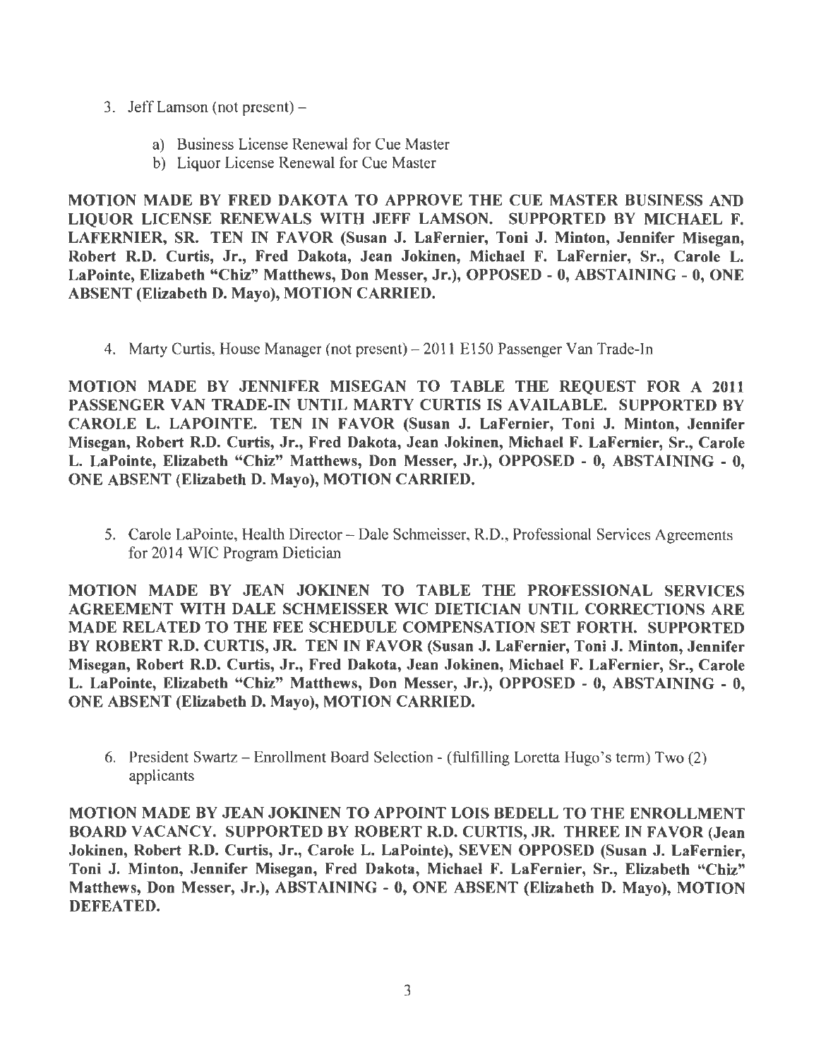3. Jeff Lamson (not present) –

    a) Business License Renewal for Cue Master
    b) Liquor License Renewal for Cue Master

**MOTION MADE BY FRED DAKOTA TO APPROVE THE CUE MASTER BUSINESS AND LIQUOR LICENSE RENEWALS WITH JEFF LAMSON. SUPPORTED BY MICHAEL F. LAFERNIER, SR. TEN IN FAVOR (Susan J. LaFernier, Toni J. Minton, Jennifer Misegan, Robert R.D. Curtis, Jr., Fred Dakota, Jean Jokinen, Michael F. LaFernier, Sr., Carole L. LaPointe, Elizabeth "Chiz" Matthews, Don Messer, Jr.), OPPOSED - 0, ABSTAINING - 0, ONE ABSENT (Elizabeth D. Mayo), MOTION CARRIED.**

4. Marty Curtis, House Manager (not present) – 2011 E150 Passenger Van Trade-In

**MOTION MADE BY JENNIFER MISEGAN TO TABLE THE REQUEST FOR A 2011 PASSENGER VAN TRADE-IN UNTIL MARTY CURTIS IS AVAILABLE. SUPPORTED BY CAROLE L. LAPOINTE. TEN IN FAVOR (Susan J. LaFernier, Toni J. Minton, Jennifer Misegan, Robert R.D. Curtis, Jr., Fred Dakota, Jean Jokinen, Michael F. LaFernier, Sr., Carole L. LaPointe, Elizabeth "Chiz" Matthews, Don Messer, Jr.), OPPOSED - 0, ABSTAINING - 0, ONE ABSENT (Elizabeth D. Mayo), MOTION CARRIED.**

5. Carole LaPointe, Health Director – Dale Schmeisser, R.D., Professional Services Agreements for 2014 WIC Program Dietician

**MOTION MADE BY JEAN JOKINEN TO TABLE THE PROFESSIONAL SERVICES AGREEMENT WITH DALE SCHMEISSER WIC DIETICIAN UNTIL CORRECTIONS ARE MADE RELATED TO THE FEE SCHEDULE COMPENSATION SET FORTH. SUPPORTED BY ROBERT R.D. CURTIS, JR. TEN IN FAVOR (Susan J. LaFernier, Toni J. Minton, Jennifer Misegan, Robert R.D. Curtis, Jr., Fred Dakota, Jean Jokinen, Michael F. LaFernier, Sr., Carole L. LaPointe, Elizabeth "Chiz" Matthews, Don Messer, Jr.), OPPOSED - 0, ABSTAINING - 0, ONE ABSENT (Elizabeth D. Mayo), MOTION CARRIED.**

6. President Swartz – Enrollment Board Selection - (fulfilling Loretta Hugo's term) Two (2) applicants

**MOTION MADE BY JEAN JOKINEN TO APPOINT LOIS BEDELL TO THE ENROLLMENT BOARD VACANCY. SUPPORTED BY ROBERT R.D. CURTIS, JR. THREE IN FAVOR (Jean Jokinen, Robert R.D. Curtis, Jr., Carole L. LaPointe), SEVEN OPPOSED (Susan J. LaFernier, Toni J. Minton, Jennifer Misegan, Fred Dakota, Michael F. LaFernier, Sr., Elizabeth "Chiz" Matthews, Don Messer, Jr.), ABSTAINING - 0, ONE ABSENT (Elizabeth D. Mayo), MOTION DEFEATED.**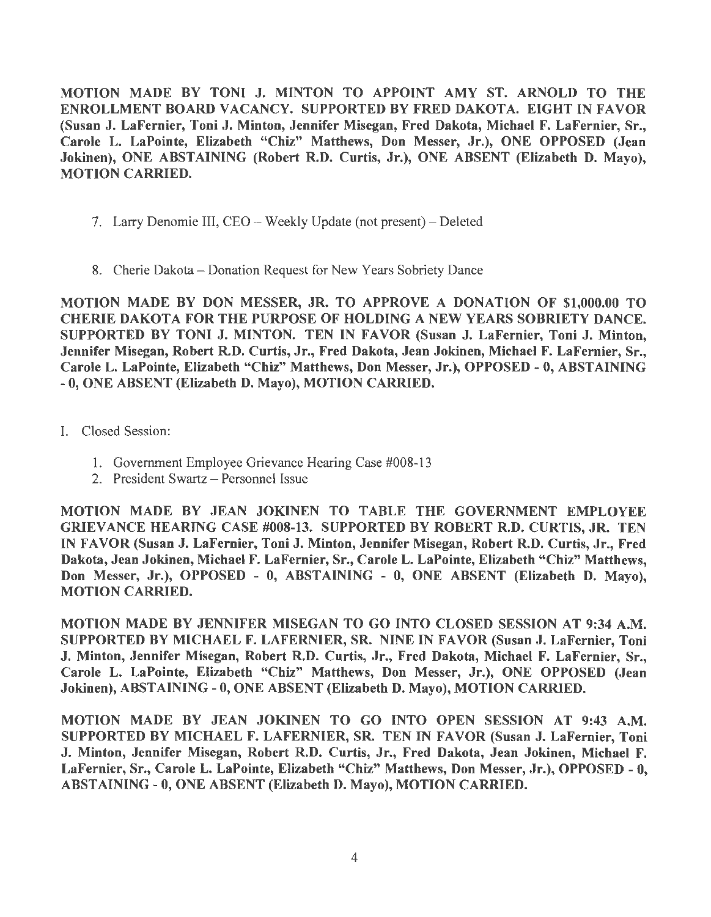**MOTION MADE BY TONI J. MINTON TO APPOINT AMY ST. ARNOLD TO THE ENROLLMENT BOARD VACANCY. SUPPORTED BY FRED DAKOTA. EIGHT IN FAVOR (Susan J. LaFernier, Toni J. Minton, Jennifer Misegan, Fred Dakota, Michael F. LaFernier, Sr., Carole L. LaPointe, Elizabeth "Chiz" Matthews, Don Messer, Jr.), ONE OPPOSED (Jean Jokinen), ONE ABSTAINING (Robert R.D. Curtis, Jr.), ONE ABSENT (Elizabeth D. Mayo), MOTION CARRIED.**

7. Larry Denomie III, CEO – Weekly Update (not present) – Deleted

8. Cherie Dakota – Donation Request for New Years Sobriety Dance

**MOTION MADE BY DON MESSER, JR. TO APPROVE A DONATION OF $1,000.00 TO CHERIE DAKOTA FOR THE PURPOSE OF HOLDING A NEW YEARS SOBRIETY DANCE. SUPPORTED BY TONI J. MINTON. TEN IN FAVOR (Susan J. LaFernier, Toni J. Minton, Jennifer Misegan, Robert R.D. Curtis, Jr., Fred Dakota, Jean Jokinen, Michael F. LaFernier, Sr., Carole L. LaPointe, Elizabeth "Chiz" Matthews, Don Messer, Jr.), OPPOSED - 0, ABSTAINING - 0, ONE ABSENT (Elizabeth D. Mayo), MOTION CARRIED.**

I. Closed Session:

1. Government Employee Grievance Hearing Case #008-13
2. President Swartz – Personnel Issue

**MOTION MADE BY JEAN JOKINEN TO TABLE THE GOVERNMENT EMPLOYEE GRIEVANCE HEARING CASE #008-13. SUPPORTED BY ROBERT R.D. CURTIS, JR. TEN IN FAVOR (Susan J. LaFernier, Toni J. Minton, Jennifer Misegan, Robert R.D. Curtis, Jr., Fred Dakota, Jean Jokinen, Michael F. LaFernier, Sr., Carole L. LaPointe, Elizabeth "Chiz" Matthews, Don Messer, Jr.), OPPOSED - 0, ABSTAINING - 0, ONE ABSENT (Elizabeth D. Mayo), MOTION CARRIED.**

**MOTION MADE BY JENNIFER MISEGAN TO GO INTO CLOSED SESSION AT 9:34 A.M. SUPPORTED BY MICHAEL F. LAFERNIER, SR. NINE IN FAVOR (Susan J. LaFernier, Toni J. Minton, Jennifer Misegan, Robert R.D. Curtis, Jr., Fred Dakota, Michael F. LaFernier, Sr., Carole L. LaPointe, Elizabeth "Chiz" Matthews, Don Messer, Jr.), ONE OPPOSED (Jean Jokinen), ABSTAINING - 0, ONE ABSENT (Elizabeth D. Mayo), MOTION CARRIED.**

**MOTION MADE BY JEAN JOKINEN TO GO INTO OPEN SESSION AT 9:43 A.M. SUPPORTED BY MICHAEL F. LAFERNIER, SR. TEN IN FAVOR (Susan J. LaFernier, Toni J. Minton, Jennifer Misegan, Robert R.D. Curtis, Jr., Fred Dakota, Jean Jokinen, Michael F. LaFernier, Sr., Carole L. LaPointe, Elizabeth "Chiz" Matthews, Don Messer, Jr.), OPPOSED - 0, ABSTAINING - 0, ONE ABSENT (Elizabeth D. Mayo), MOTION CARRIED.**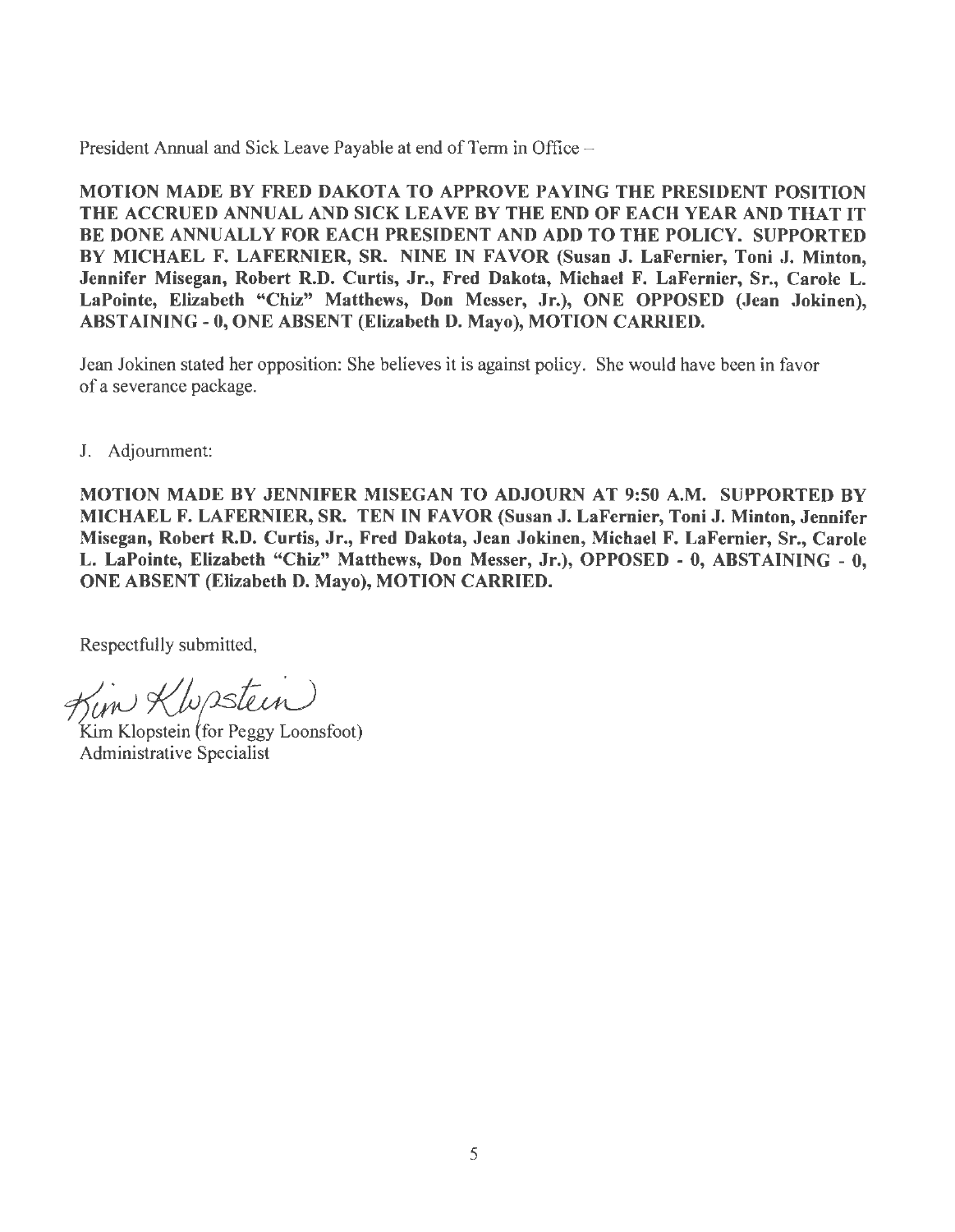President Annual and Sick Leave Payable at end of Term in Office –

**MOTION MADE BY FRED DAKOTA TO APPROVE PAYING THE PRESIDENT POSITION THE ACCRUED ANNUAL AND SICK LEAVE BY THE END OF EACH YEAR AND THAT IT BE DONE ANNUALLY FOR EACH PRESIDENT AND ADD TO THE POLICY. SUPPORTED BY MICHAEL F. LAFERNIER, SR. NINE IN FAVOR (Susan J. LaFernier, Toni J. Minton, Jennifer Misegan, Robert R.D. Curtis, Jr., Fred Dakota, Michael F. LaFernier, Sr., Carole L. LaPointe, Elizabeth "Chiz" Matthews, Don Messer, Jr.), ONE OPPOSED (Jean Jokinen), ABSTAINING - 0, ONE ABSENT (Elizabeth D. Mayo), MOTION CARRIED.**

Jean Jokinen stated her opposition: She believes it is against policy. She would have been in favor of a severance package.

J. Adjournment:

**MOTION MADE BY JENNIFER MISEGAN TO ADJOURN AT 9:50 A.M. SUPPORTED BY MICHAEL F. LAFERNIER, SR. TEN IN FAVOR (Susan J. LaFernier, Toni J. Minton, Jennifer Misegan, Robert R.D. Curtis, Jr., Fred Dakota, Jean Jokinen, Michael F. LaFernier, Sr., Carole L. LaPointe, Elizabeth "Chiz" Matthews, Don Messer, Jr.), OPPOSED - 0, ABSTAINING - 0, ONE ABSENT (Elizabeth D. Mayo), MOTION CARRIED.**

Respectfully submitted,

Kim Klopstein

Kim Klopstein (for Peggy Loonsfoot)
Administrative Specialist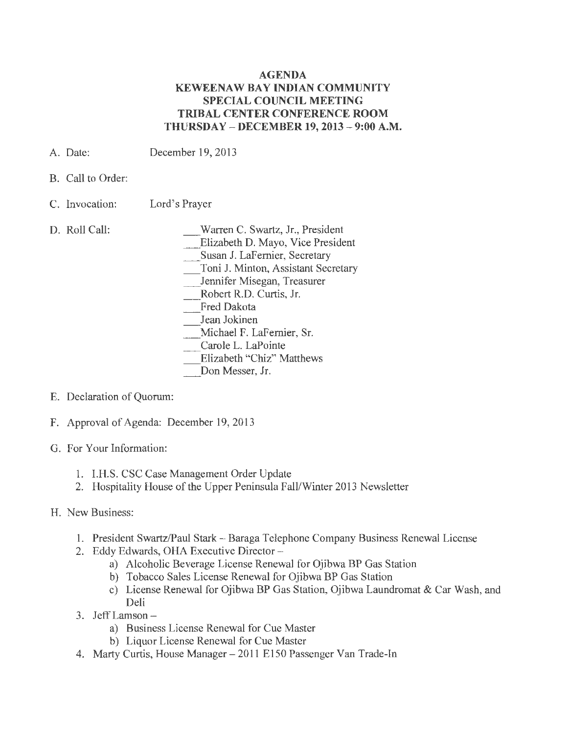# AGENDA
## KEWEENAW BAY INDIAN COMMUNITY
## SPECIAL COUNCIL MEETING
## TRIBAL CENTER CONFERENCE ROOM
## THURSDAY – DECEMBER 19, 2013 – 9:00 A.M.

A. Date: December 19, 2013

B. Call to Order:

C. Invocation: Lord's Prayer

D. Roll Call:

___Warren C. Swartz, Jr., President
___Elizabeth D. Mayo, Vice President
___Susan J. LaFernier, Secretary
___Toni J. Minton, Assistant Secretary
___Jennifer Misegan, Treasurer
___Robert R.D. Curtis, Jr.
___Fred Dakota
___Jean Jokinen
___Michael F. LaFernier, Sr.
___Carole L. LaPointe
___Elizabeth "Chiz" Matthews
___Don Messer, Jr.

E. Declaration of Quorum:

F. Approval of Agenda: December 19, 2013

G. For Your Information:

1. I.H.S. CSC Case Management Order Update
2. Hospitality House of the Upper Peninsula Fall/Winter 2013 Newsletter

H. New Business:

1. President Swartz/Paul Stark – Baraga Telephone Company Business Renewal License
2. Eddy Edwards, OHA Executive Director –
   a) Alcoholic Beverage License Renewal for Ojibwa BP Gas Station
   b) Tobacco Sales License Renewal for Ojibwa BP Gas Station
   c) License Renewal for Ojibwa BP Gas Station, Ojibwa Laundromat & Car Wash, and Deli
3. Jeff Lamson –
   a) Business License Renewal for Cue Master
   b) Liquor License Renewal for Cue Master
4. Marty Curtis, House Manager – 2011 E150 Passenger Van Trade-In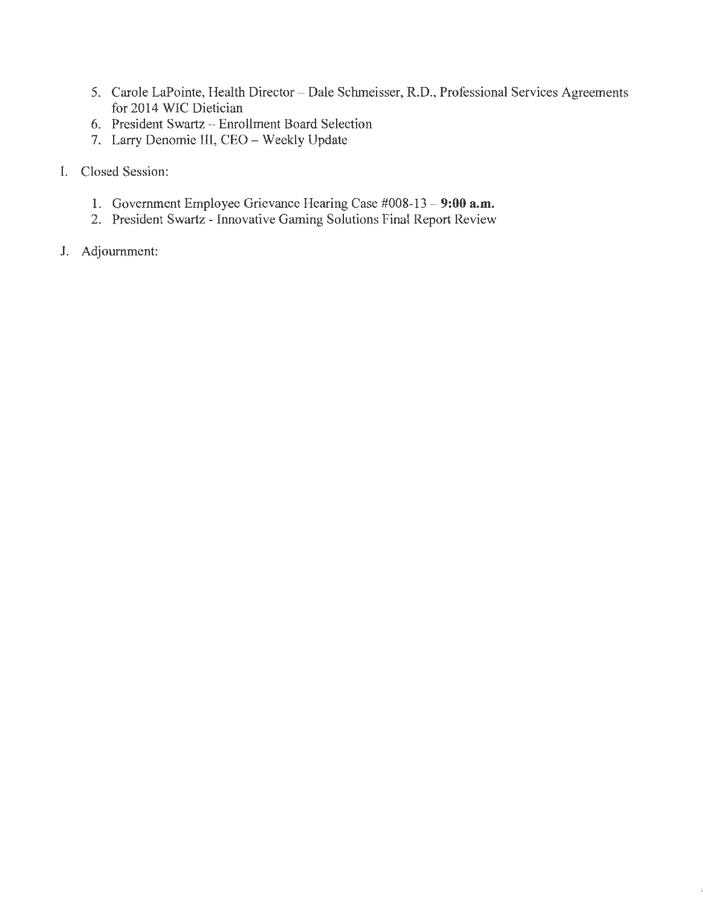5. Carole LaPointe, Health Director – Dale Schmeisser, R.D., Professional Services Agreements for 2014 WIC Dietician
6. President Swartz – Enrollment Board Selection
7. Larry Denomie III, CEO – Weekly Update

I. Closed Session:

1. Government Employee Grievance Hearing Case #008-13 – **9:00 a.m.**
2. President Swartz - Innovative Gaming Solutions Final Report Review

J. Adjournment: